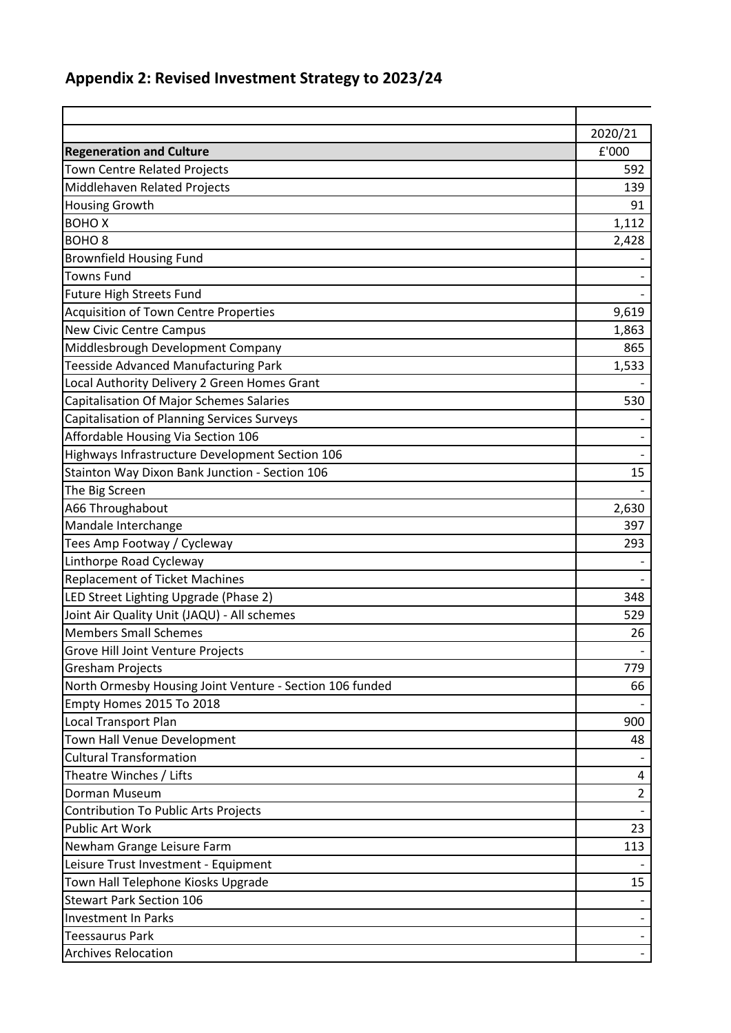## Appendix 2: Revised Investment Strategy to 2023/24

| | |
|---|---|
| | 2020/21 |
| **Regeneration and Culture** | £'000 |
| Town Centre Related Projects | 592 |
| Middlehaven Related Projects | 139 |
| Housing Growth | 91 |
| BOHO X | 1,112 |
| BOHO 8 | 2,428 |
| Brownfield Housing Fund | - |
| Towns Fund | - |
| Future High Streets Fund | - |
| Acquisition of Town Centre Properties | 9,619 |
| New Civic Centre Campus | 1,863 |
| Middlesbrough Development Company | 865 |
| Teesside Advanced Manufacturing Park | 1,533 |
| Local Authority Delivery 2 Green Homes Grant | - |
| Capitalisation Of Major Schemes Salaries | 530 |
| Capitalisation of Planning Services Surveys | - |
| Affordable Housing Via Section 106 | - |
| Highways Infrastructure Development Section 106 | - |
| Stainton Way Dixon Bank Junction - Section 106 | 15 |
| The Big Screen | - |
| A66 Throughabout | 2,630 |
| Mandale Interchange | 397 |
| Tees Amp Footway / Cycleway | 293 |
| Linthorpe Road Cycleway | - |
| Replacement of Ticket Machines | - |
| LED Street Lighting Upgrade (Phase 2) | 348 |
| Joint Air Quality Unit (JAQU) - All schemes | 529 |
| Members Small Schemes | 26 |
| Grove Hill Joint Venture Projects | - |
| Gresham Projects | 779 |
| North Ormesby Housing Joint Venture - Section 106 funded | 66 |
| Empty Homes 2015 To 2018 | - |
| Local Transport Plan | 900 |
| Town Hall Venue Development | 48 |
| Cultural Transformation | - |
| Theatre Winches / Lifts | 4 |
| Dorman Museum | 2 |
| Contribution To Public Arts Projects | - |
| Public Art Work | 23 |
| Newham Grange Leisure Farm | 113 |
| Leisure Trust Investment - Equipment | - |
| Town Hall Telephone Kiosks Upgrade | 15 |
| Stewart Park Section 106 | - |
| Investment In Parks | - |
| Teessaurus Park | - |
| Archives Relocation | - |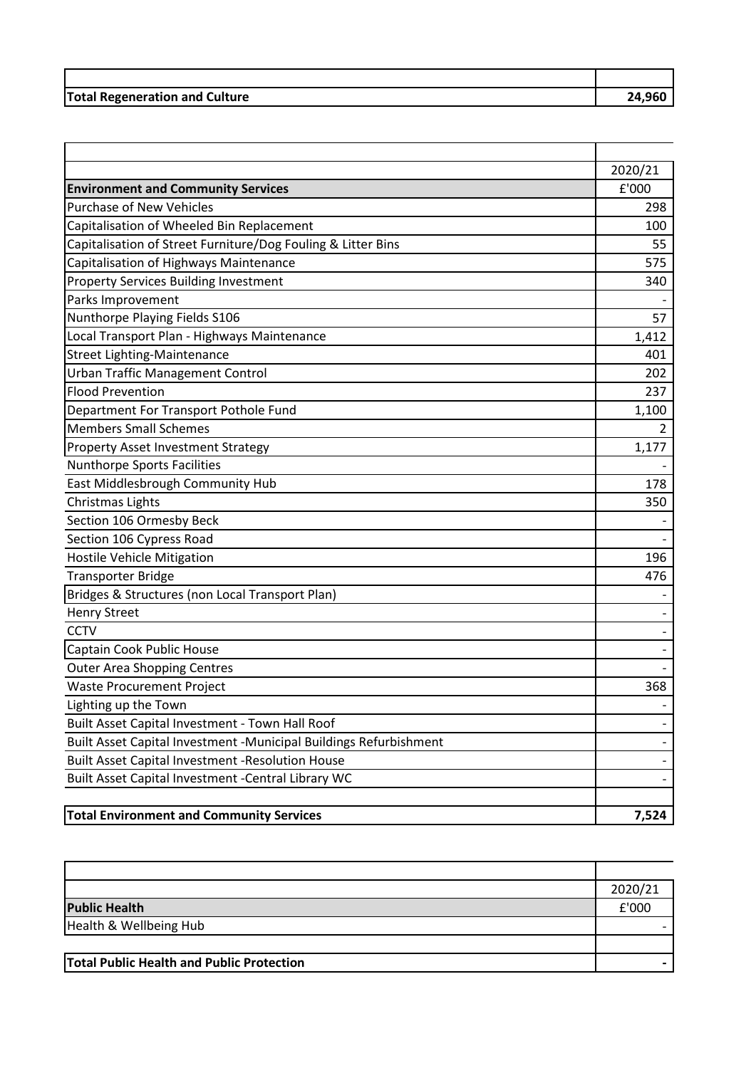| | |
|---|---|
| | |
| **Total Regeneration and Culture** | **24,960** |

| | 2020/21 |
|---|---|
| **Environment and Community Services** | £'000 |
| Purchase of New Vehicles | 298 |
| Capitalisation of Wheeled Bin Replacement | 100 |
| Capitalisation of Street Furniture/Dog Fouling & Litter Bins | 55 |
| Capitalisation of Highways Maintenance | 575 |
| Property Services Building Investment | 340 |
| Parks Improvement | - |
| Nunthorpe Playing Fields S106 | 57 |
| Local Transport Plan - Highways Maintenance | 1,412 |
| Street Lighting-Maintenance | 401 |
| Urban Traffic Management Control | 202 |
| Flood Prevention | 237 |
| Department For Transport Pothole Fund | 1,100 |
| Members Small Schemes | 2 |
| Property Asset Investment Strategy | 1,177 |
| Nunthorpe Sports Facilities | - |
| East Middlesbrough Community Hub | 178 |
| Christmas Lights | 350 |
| Section 106 Ormesby Beck | - |
| Section 106 Cypress Road | - |
| Hostile Vehicle Mitigation | 196 |
| Transporter Bridge | 476 |
| Bridges & Structures (non Local Transport Plan) | - |
| Henry Street | - |
| CCTV | - |
| Captain Cook Public House | - |
| Outer Area Shopping Centres | - |
| Waste Procurement Project | 368 |
| Lighting up the Town | - |
| Built Asset Capital Investment - Town Hall Roof | - |
| Built Asset Capital Investment -Municipal Buildings Refurbishment | - |
| Built Asset Capital Investment -Resolution House | - |
| Built Asset Capital Investment -Central Library WC | - |
| | |
| **Total Environment and Community Services** | **7,524** |

| | 2020/21 |
|---|---|
| **Public Health** | £'000 |
| Health & Wellbeing Hub | - |
| | |
| **Total Public Health and Public Protection** | **-** |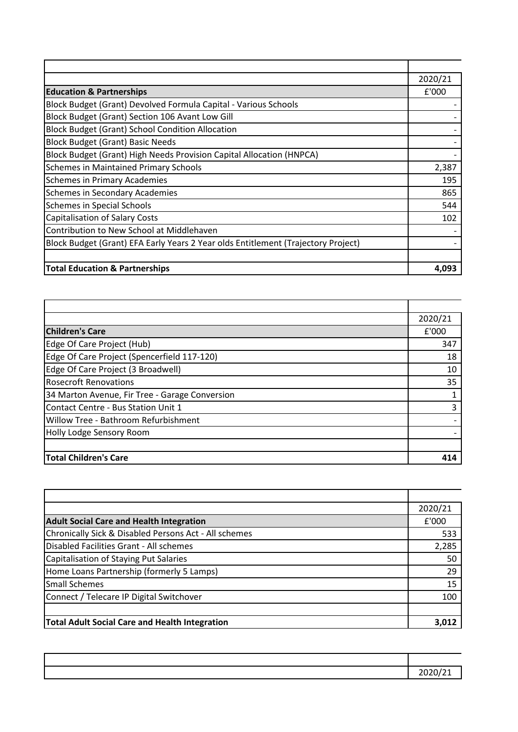| | 2020/21 |
|---|---|
| **Education & Partnerships** | £'000 |
| Block Budget (Grant) Devolved Formula Capital - Various Schools | - |
| Block Budget (Grant) Section 106 Avant Low Gill | - |
| Block Budget (Grant) School Condition Allocation | - |
| Block Budget (Grant) Basic Needs | - |
| Block Budget (Grant) High Needs Provision Capital Allocation (HNPCA) | - |
| Schemes in Maintained Primary Schools | 2,387 |
| Schemes in Primary Academies | 195 |
| Schemes in Secondary Academies | 865 |
| Schemes in Special Schools | 544 |
| Capitalisation of Salary Costs | 102 |
| Contribution to New School at Middlehaven | - |
| Block Budget (Grant) EFA Early Years 2 Year olds Entitlement (Trajectory Project) | - |
| | |
| **Total Education & Partnerships** | **4,093** |

| | 2020/21 |
|---|---|
| **Children's Care** | £'000 |
| Edge Of Care Project (Hub) | 347 |
| Edge Of Care Project (Spencerfield 117-120) | 18 |
| Edge Of Care Project (3 Broadwell) | 10 |
| Rosecroft Renovations | 35 |
| 34 Marton Avenue, Fir Tree - Garage Conversion | 1 |
| Contact Centre - Bus Station Unit 1 | 3 |
| Willow Tree - Bathroom Refurbishment | - |
| Holly Lodge Sensory Room | - |
| | |
| **Total Children's Care** | **414** |

| | 2020/21 |
|---|---|
| **Adult Social Care and Health Integration** | £'000 |
| Chronically Sick & Disabled Persons Act - All schemes | 533 |
| Disabled Facilities Grant - All schemes | 2,285 |
| Capitalisation of Staying Put Salaries | 50 |
| Home Loans Partnership (formerly 5 Lamps) | 29 |
| Small Schemes | 15 |
| Connect / Telecare IP Digital Switchover | 100 |
| | |
| **Total Adult Social Care and Health Integration** | **3,012** |

| | 2020/21 |
|---|---|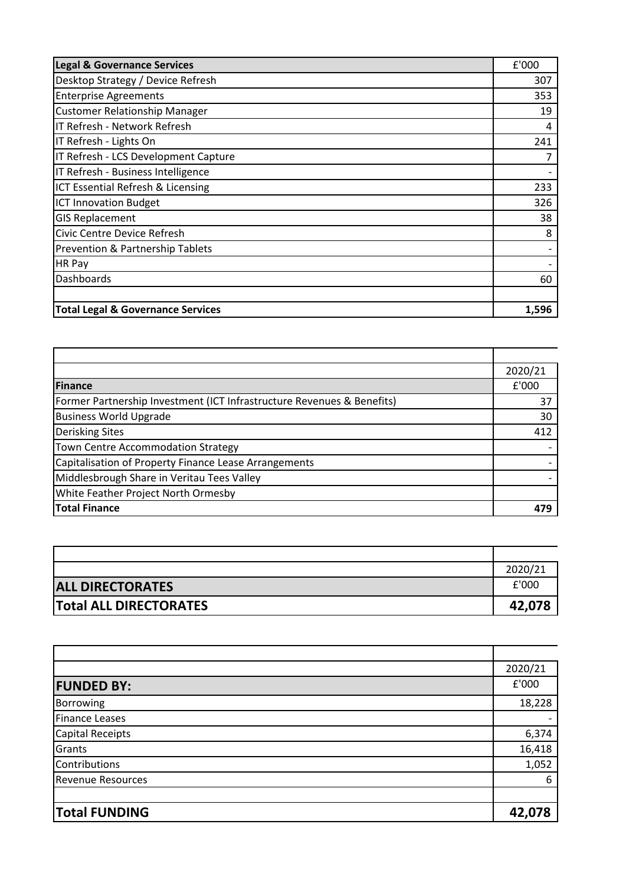| Legal & Governance Services | £'000 |
|---|---|
| Desktop Strategy / Device Refresh | 307 |
| Enterprise Agreements | 353 |
| Customer Relationship Manager | 19 |
| IT Refresh - Network Refresh | 4 |
| IT Refresh - Lights On | 241 |
| IT Refresh - LCS Development Capture | 7 |
| IT Refresh - Business Intelligence | - |
| ICT Essential Refresh & Licensing | 233 |
| ICT Innovation Budget | 326 |
| GIS Replacement | 38 |
| Civic Centre Device Refresh | 8 |
| Prevention & Partnership Tablets | - |
| HR Pay | - |
| Dashboards | 60 |
| | |
| **Total Legal & Governance Services** | **1,596** |

| | 2020/21 |
|---|---|
| **Finance** | £'000 |
| Former Partnership Investment (ICT Infrastructure Revenues & Benefits) | 37 |
| Business World Upgrade | 30 |
| Derisking Sites | 412 |
| Town Centre Accommodation Strategy | - |
| Capitalisation of Property Finance Lease Arrangements | - |
| Middlesbrough Share in Veritau Tees Valley | - |
| White Feather Project North Ormesby | |
| **Total Finance** | **479** |

| | 2020/21 |
|---|---|
| **ALL DIRECTORATES** | £'000 |
| **Total ALL DIRECTORATES** | **42,078** |

| | 2020/21 |
|---|---|
| **FUNDED BY:** | £'000 |
| Borrowing | 18,228 |
| Finance Leases | - |
| Capital Receipts | 6,374 |
| Grants | 16,418 |
| Contributions | 1,052 |
| Revenue Resources | 6 |
| | |
| **Total FUNDING** | **42,078** |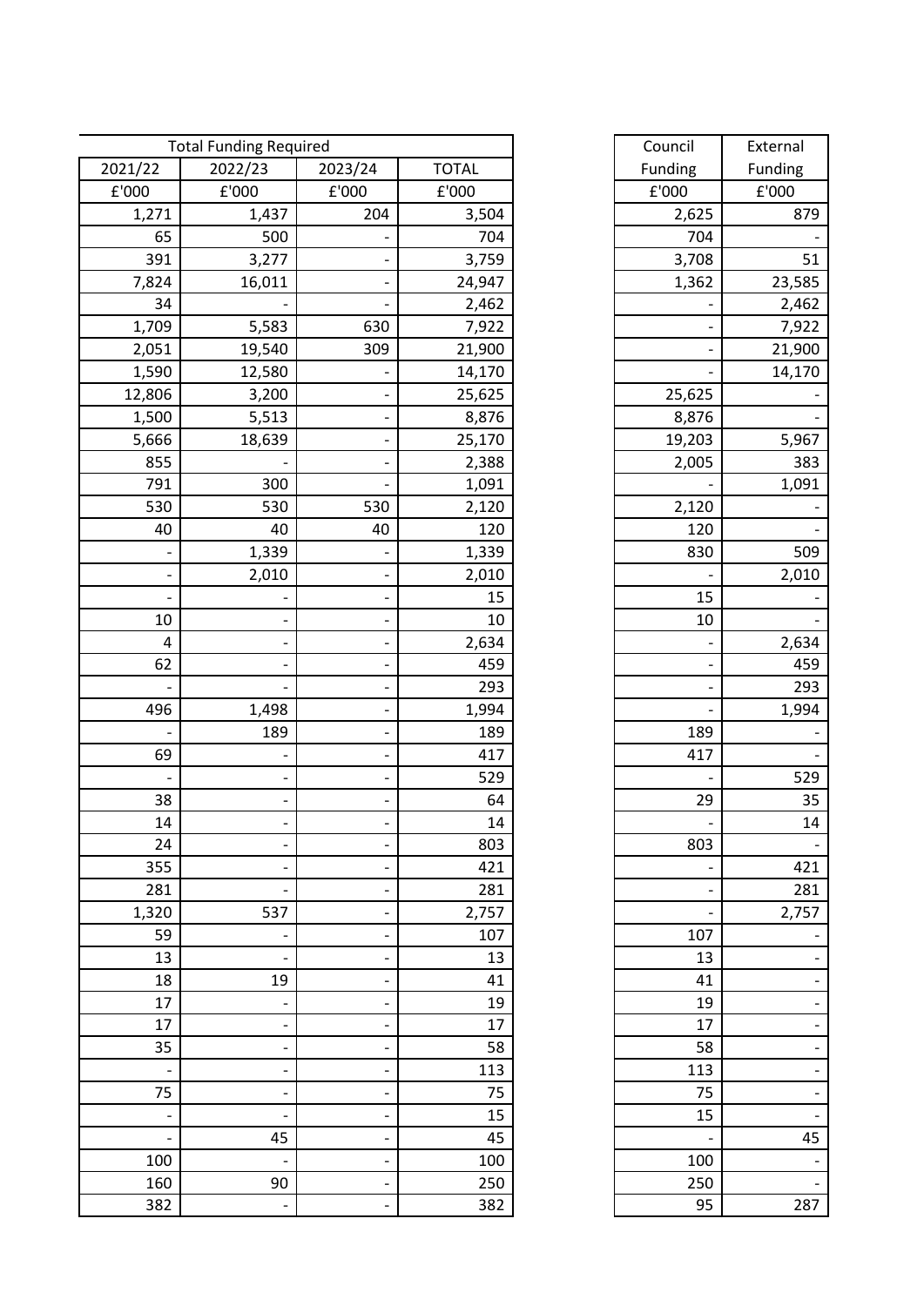| Total Funding Required | | | | | Council Funding | External Funding |
|---|---|---|---|---|---|---|
| 2021/22 | 2022/23 | 2023/24 | TOTAL | | | |
| £'000 | £'000 | £'000 | £'000 | | £'000 | £'000 |
| 1,271 | 1,437 | 204 | 3,504 | | 2,625 | 879 |
| 65 | 500 | - | 704 | | 704 | - |
| 391 | 3,277 | - | 3,759 | | 3,708 | 51 |
| 7,824 | 16,011 | - | 24,947 | | 1,362 | 23,585 |
| 34 | - | - | 2,462 | | - | 2,462 |
| 1,709 | 5,583 | 630 | 7,922 | | - | 7,922 |
| 2,051 | 19,540 | 309 | 21,900 | | - | 21,900 |
| 1,590 | 12,580 | - | 14,170 | | - | 14,170 |
| 12,806 | 3,200 | - | 25,625 | | 25,625 | - |
| 1,500 | 5,513 | - | 8,876 | | 8,876 | - |
| 5,666 | 18,639 | - | 25,170 | | 19,203 | 5,967 |
| 855 | - | - | 2,388 | | 2,005 | 383 |
| 791 | 300 | - | 1,091 | | - | 1,091 |
| 530 | 530 | 530 | 2,120 | | 2,120 | - |
| 40 | 40 | 40 | 120 | | 120 | - |
| - | 1,339 | - | 1,339 | | 830 | 509 |
| - | 2,010 | - | 2,010 | | - | 2,010 |
| - | - | - | 15 | | 15 | - |
| 10 | - | - | 10 | | 10 | - |
| 4 | - | - | 2,634 | | - | 2,634 |
| 62 | - | - | 459 | | - | 459 |
| - | - | - | 293 | | - | 293 |
| 496 | 1,498 | - | 1,994 | | - | 1,994 |
| - | 189 | - | 189 | | 189 | - |
| 69 | - | - | 417 | | 417 | - |
| - | - | - | 529 | | - | 529 |
| 38 | - | - | 64 | | 29 | 35 |
| 14 | - | - | 14 | | - | 14 |
| 24 | - | - | 803 | | 803 | - |
| 355 | - | - | 421 | | - | 421 |
| 281 | - | - | 281 | | - | 281 |
| 1,320 | 537 | - | 2,757 | | - | 2,757 |
| 59 | - | - | 107 | | 107 | - |
| 13 | - | - | 13 | | 13 | - |
| 18 | 19 | - | 41 | | 41 | - |
| 17 | - | - | 19 | | 19 | - |
| 17 | - | - | 17 | | 17 | - |
| 35 | - | - | 58 | | 58 | - |
| - | - | - | 113 | | 113 | - |
| 75 | - | - | 75 | | 75 | - |
| - | - | - | 15 | | 15 | - |
| - | 45 | - | 45 | | - | 45 |
| 100 | - | - | 100 | | 100 | - |
| 160 | 90 | - | 250 | | 250 | - |
| 382 | - | - | 382 | | 95 | 287 |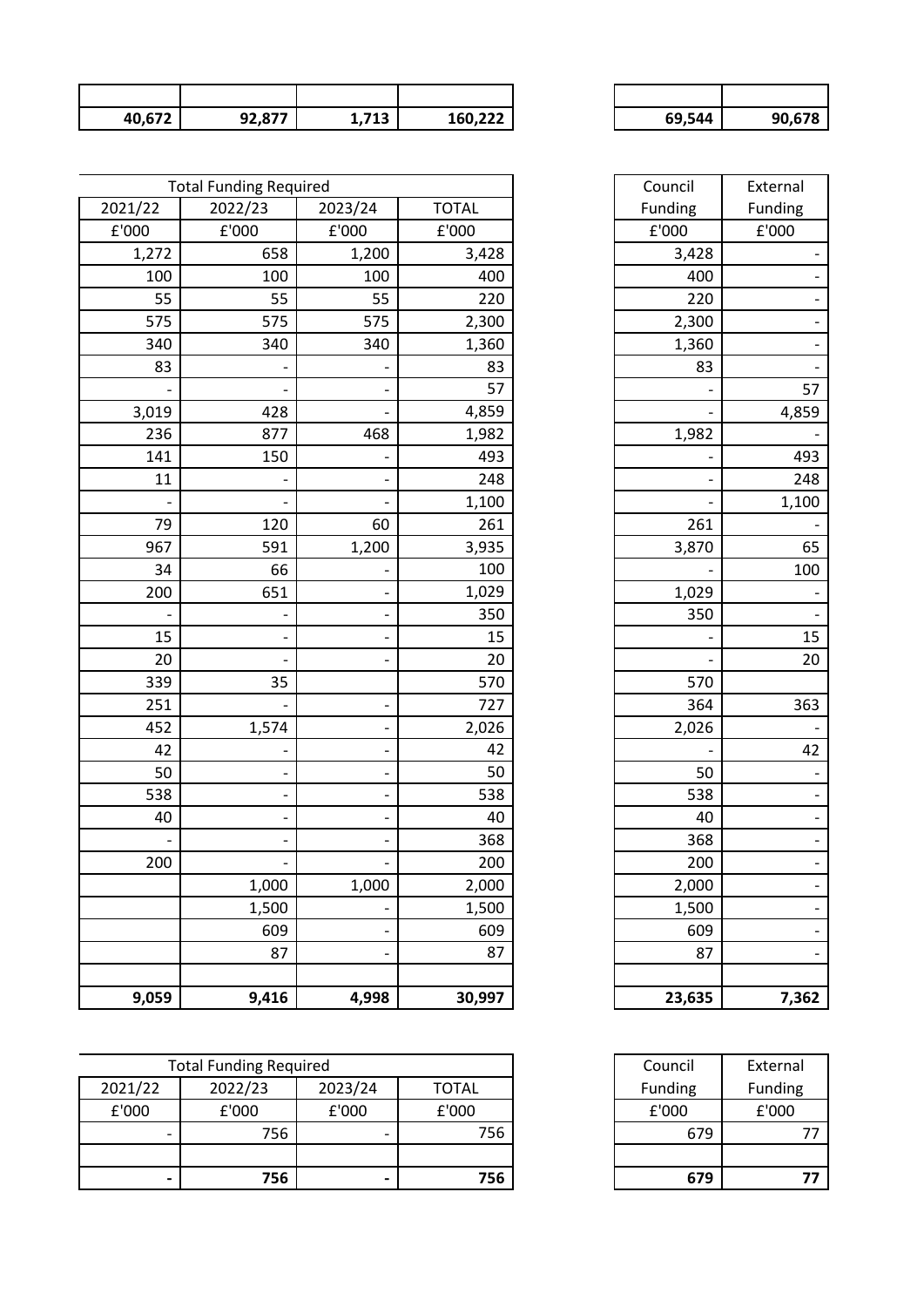| | | | | | |
|---|---|---|---|---|---|
| | | | | | |
| **40,672** | **92,877** | **1,713** | **160,222** | **69,544** | **90,678** |

| Total Funding Required | | | | Council Funding | External Funding |
|---|---|---|---|---|---|
| 2021/22 | 2022/23 | 2023/24 | TOTAL | | |
| £'000 | £'000 | £'000 | £'000 | £'000 | £'000 |
| 1,272 | 658 | 1,200 | 3,428 | 3,428 | - |
| 100 | 100 | 100 | 400 | 400 | - |
| 55 | 55 | 55 | 220 | 220 | - |
| 575 | 575 | 575 | 2,300 | 2,300 | - |
| 340 | 340 | 340 | 1,360 | 1,360 | - |
| 83 | - | - | 83 | 83 | - |
| - | - | - | 57 | - | 57 |
| 3,019 | 428 | - | 4,859 | - | 4,859 |
| 236 | 877 | 468 | 1,982 | 1,982 | - |
| 141 | 150 | - | 493 | - | 493 |
| 11 | - | - | 248 | - | 248 |
| - | - | - | 1,100 | - | 1,100 |
| 79 | 120 | 60 | 261 | 261 | - |
| 967 | 591 | 1,200 | 3,935 | 3,870 | 65 |
| 34 | 66 | - | 100 | - | 100 |
| 200 | 651 | - | 1,029 | 1,029 | - |
| - | - | - | 350 | 350 | - |
| 15 | - | - | 15 | - | 15 |
| 20 | - | - | 20 | - | 20 |
| 339 | 35 | | 570 | 570 | |
| 251 | - | - | 727 | 364 | 363 |
| 452 | 1,574 | - | 2,026 | 2,026 | - |
| 42 | - | - | 42 | - | 42 |
| 50 | - | - | 50 | 50 | - |
| 538 | - | - | 538 | 538 | - |
| 40 | - | - | 40 | 40 | - |
| - | - | - | 368 | 368 | - |
| 200 | - | - | 200 | 200 | - |
| | 1,000 | 1,000 | 2,000 | 2,000 | - |
| | 1,500 | - | 1,500 | 1,500 | - |
| | 609 | - | 609 | 609 | - |
| | 87 | - | 87 | 87 | - |
| | | | | | |
| **9,059** | **9,416** | **4,998** | **30,997** | **23,635** | **7,362** |

| Total Funding Required | | | | Council Funding | External Funding |
|---|---|---|---|---|---|
| 2021/22 | 2022/23 | 2023/24 | TOTAL | | |
| £'000 | £'000 | £'000 | £'000 | £'000 | £'000 |
| - | 756 | - | 756 | 679 | 77 |
| | | | | | |
| **-** | **756** | **-** | **756** | **679** | **77** |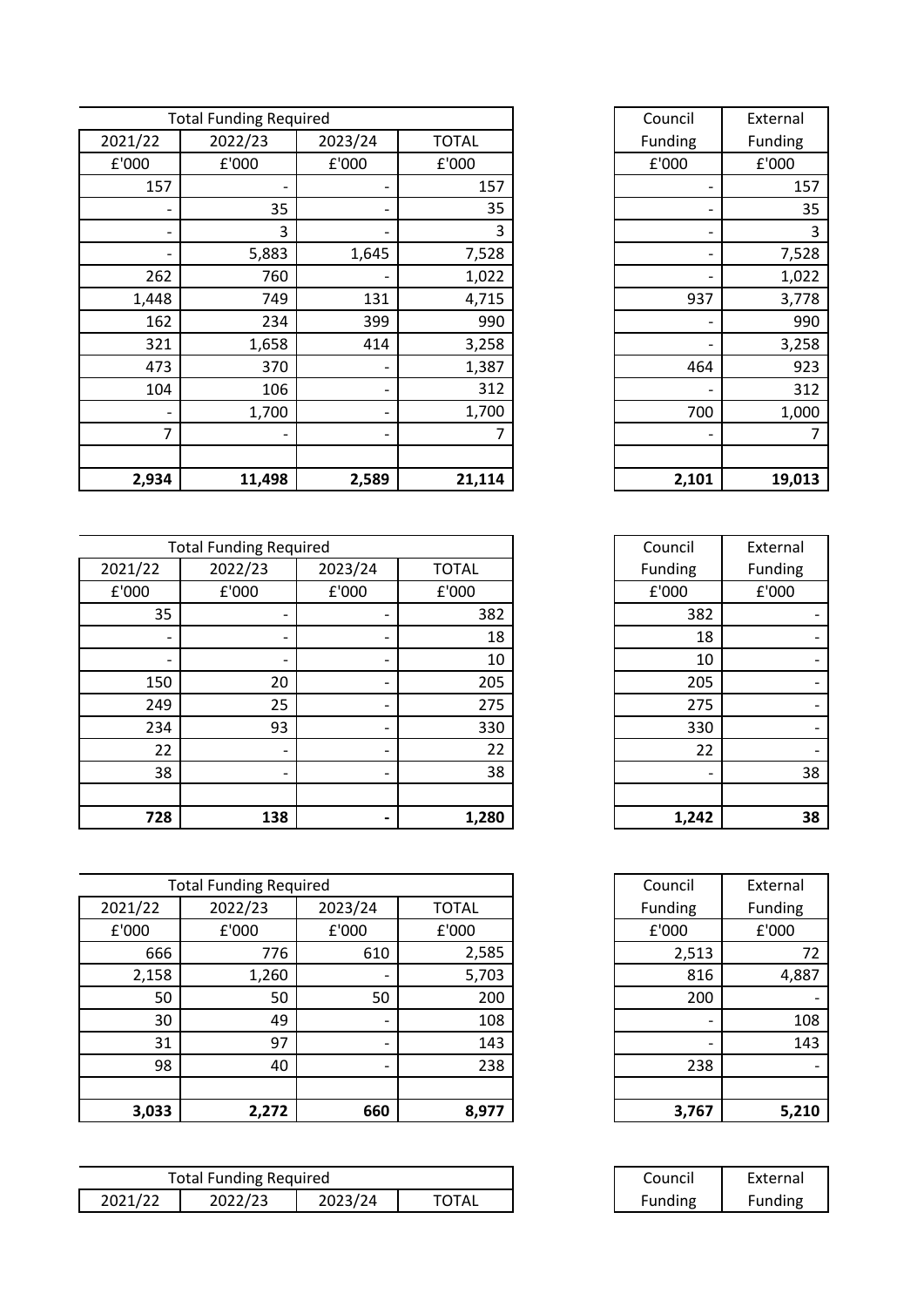| Total Funding Required | | | | Council Funding | External Funding |
|---|---|---|---|---|---|
| 2021/22 | 2022/23 | 2023/24 | TOTAL | | |
| £'000 | £'000 | £'000 | £'000 | £'000 | £'000 |
| 157 | - | - | 157 | - | 157 |
| - | 35 | - | 35 | - | 35 |
| - | 3 | - | 3 | - | 3 |
| - | 5,883 | 1,645 | 7,528 | - | 7,528 |
| 262 | 760 | - | 1,022 | - | 1,022 |
| 1,448 | 749 | 131 | 4,715 | 937 | 3,778 |
| 162 | 234 | 399 | 990 | - | 990 |
| 321 | 1,658 | 414 | 3,258 | - | 3,258 |
| 473 | 370 | - | 1,387 | 464 | 923 |
| 104 | 106 | - | 312 | - | 312 |
| - | 1,700 | - | 1,700 | 700 | 1,000 |
| 7 | - | - | 7 | - | 7 |
| | | | | | |
| **2,934** | **11,498** | **2,589** | **21,114** | **2,101** | **19,013** |

| Total Funding Required | | | | Council Funding | External Funding |
|---|---|---|---|---|---|
| 2021/22 | 2022/23 | 2023/24 | TOTAL | | |
| £'000 | £'000 | £'000 | £'000 | £'000 | £'000 |
| 35 | - | - | 382 | 382 | - |
| - | - | - | 18 | 18 | - |
| - | - | - | 10 | 10 | - |
| 150 | 20 | - | 205 | 205 | - |
| 249 | 25 | - | 275 | 275 | - |
| 234 | 93 | - | 330 | 330 | - |
| 22 | - | - | 22 | 22 | - |
| 38 | - | - | 38 | - | 38 |
| | | | | | |
| **728** | **138** | **-** | **1,280** | **1,242** | **38** |

| Total Funding Required | | | | Council Funding | External Funding |
|---|---|---|---|---|---|
| 2021/22 | 2022/23 | 2023/24 | TOTAL | | |
| £'000 | £'000 | £'000 | £'000 | £'000 | £'000 |
| 666 | 776 | 610 | 2,585 | 2,513 | 72 |
| 2,158 | 1,260 | - | 5,703 | 816 | 4,887 |
| 50 | 50 | 50 | 200 | 200 | - |
| 30 | 49 | - | 108 | - | 108 |
| 31 | 97 | - | 143 | - | 143 |
| 98 | 40 | - | 238 | 238 | - |
| | | | | | |
| **3,033** | **2,272** | **660** | **8,977** | **3,767** | **5,210** |

| Total Funding Required | | | | Council Funding | External Funding |
|---|---|---|---|---|---|
| 2021/22 | 2022/23 | 2023/24 | TOTAL | | |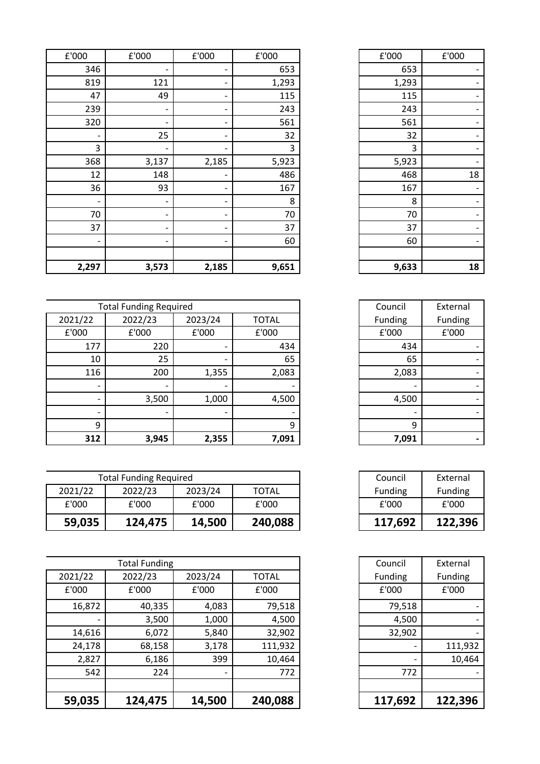| | | | | | | |
|---|---|---|---|---|---|---|
| £'000 | £'000 | £'000 | £'000 | | £'000 | £'000 |
| 346 | - | - | 653 | | 653 | - |
| 819 | 121 | - | 1,293 | | 1,293 | - |
| 47 | 49 | - | 115 | | 115 | - |
| 239 | - | - | 243 | | 243 | - |
| 320 | - | - | 561 | | 561 | - |
| - | 25 | - | 32 | | 32 | - |
| 3 | - | - | 3 | | 3 | - |
| 368 | 3,137 | 2,185 | 5,923 | | 5,923 | - |
| 12 | 148 | - | 486 | | 468 | 18 |
| 36 | 93 | - | 167 | | 167 | - |
| - | - | - | 8 | | 8 | - |
| 70 | - | - | 70 | | 70 | - |
| 37 | - | - | 37 | | 37 | - |
| - | - | - | 60 | | 60 | - |
| | | | | | | |
| **2,297** | **3,573** | **2,185** | **9,651** | | **9,633** | **18** |

| Total Funding Required | | | | | Council Funding | External Funding |
|---|---|---|---|---|---|---|
| 2021/22 | 2022/23 | 2023/24 | TOTAL | | | |
| £'000 | £'000 | £'000 | £'000 | | £'000 | £'000 |
| 177 | 220 | - | 434 | | 434 | - |
| 10 | 25 | - | 65 | | 65 | - |
| 116 | 200 | 1,355 | 2,083 | | 2,083 | - |
| - | - | - | - | | - | - |
| - | 3,500 | 1,000 | 4,500 | | 4,500 | - |
| - | - | - | - | | - | - |
| 9 | | | 9 | | 9 | |
| **312** | **3,945** | **2,355** | **7,091** | | **7,091** | **-** |

| Total Funding Required | | | | | Council Funding | External Funding |
|---|---|---|---|---|---|---|
| 2021/22 | 2022/23 | 2023/24 | TOTAL | | | |
| £'000 | £'000 | £'000 | £'000 | | £'000 | £'000 |
| **59,035** | **124,475** | **14,500** | **240,088** | | **117,692** | **122,396** |

| Total Funding | | | | | Council Funding | External Funding |
|---|---|---|---|---|---|---|
| 2021/22 | 2022/23 | 2023/24 | TOTAL | | | |
| £'000 | £'000 | £'000 | £'000 | | £'000 | £'000 |
| 16,872 | 40,335 | 4,083 | 79,518 | | 79,518 | - |
| - | 3,500 | 1,000 | 4,500 | | 4,500 | - |
| 14,616 | 6,072 | 5,840 | 32,902 | | 32,902 | - |
| 24,178 | 68,158 | 3,178 | 111,932 | | - | 111,932 |
| 2,827 | 6,186 | 399 | 10,464 | | - | 10,464 |
| 542 | 224 | - | 772 | | 772 | - |
| | | | | | | |
| **59,035** | **124,475** | **14,500** | **240,088** | | **117,692** | **122,396** |